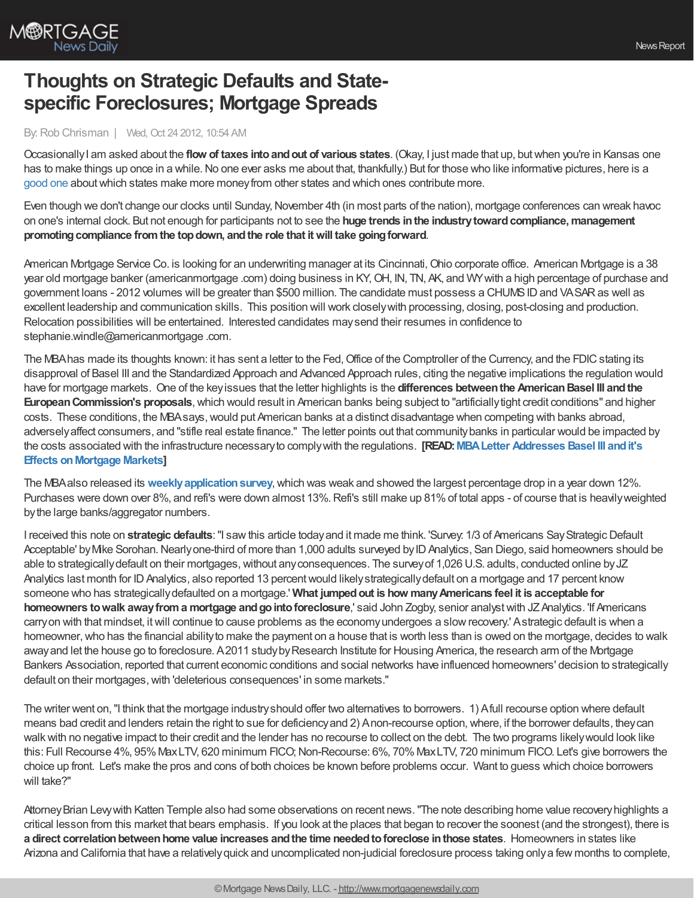# Thoughts on Strategic Defaults and State-specific Foreclosures; Mortgage Spreads

By: Rob Chrisman | Wed, Oct 24 2012, 10:54 AM

Occasionally I am asked about the **flow of taxes into and out of various states**. (Okay, I just made that up, but when you're in Kansas one has to make things up once in a while. No one ever asks me about that, thankfully.) But for those who like informative pictures, here is a good one about which states make more money from other states and which ones contribute more.

Even though we don't change our clocks until Sunday, November 4th (in most parts of the nation), mortgage conferences can wreak havoc on one's internal clock. But not enough for participants not to see the **huge trends in the industry toward compliance, management promoting compliance from the top down, and the role that it will take going forward**.

American Mortgage Service Co. is looking for an underwriting manager at its Cincinnati, Ohio corporate office. American Mortgage is a 38 year old mortgage banker (americanmortgage .com) doing business in KY, OH, IN, TN, AK, and WY with a high percentage of purchase and government loans - 2012 volumes will be greater than $500 million. The candidate must possess a CHUMS ID and VASAR as well as excellent leadership and communication skills. This position will work closely with processing, closing, post-closing and production. Relocation possibilities will be entertained. Interested candidates may send their resumes in confidence to stephanie.windle@americanmortgage .com.

The MBA has made its thoughts known: it has sent a letter to the Fed, Office of the Comptroller of the Currency, and the FDIC stating its disapproval of Basel III and the Standardized Approach and Advanced Approach rules, citing the negative implications the regulation would have for mortgage markets. One of the key issues that the letter highlights is the **differences between the American Basel III and the European Commission's proposals**, which would result in American banks being subject to "artificially tight credit conditions" and higher costs. These conditions, the MBA says, would put American banks at a distinct disadvantage when competing with banks abroad, adversely affect consumers, and "stifle real estate finance." The letter points out that community banks in particular would be impacted by the costs associated with the infrastructure necessary to comply with the regulations. **[READ: MBA Letter Addresses Basel III and it's Effects on Mortgage Markets]**

The MBA also released its **weekly application survey**, which was weak and showed the largest percentage drop in a year down 12%. Purchases were down over 8%, and refi's were down almost 13%. Refi's still make up 81% of total apps - of course that is heavily weighted by the large banks/aggregator numbers.

I received this note on **strategic defaults**: "I saw this article today and it made me think. 'Survey: 1/3 of Americans Say Strategic Default Acceptable' by Mike Sorohan. Nearly one-third of more than 1,000 adults surveyed by ID Analytics, San Diego, said homeowners should be able to strategically default on their mortgages, without any consequences. The survey of 1,026 U.S. adults, conducted online by JZ Analytics last month for ID Analytics, also reported 13 percent would likely strategically default on a mortgage and 17 percent know someone who has strategically defaulted on a mortgage.' **What jumped out is how many Americans feel it is acceptable for homeowners to walk away from a mortgage and go into foreclosure**,' said John Zogby, senior analyst with JZ Analytics. 'If Americans carry on with that mindset, it will continue to cause problems as the economy undergoes a slow recovery.' A strategic default is when a homeowner, who has the financial ability to make the payment on a house that is worth less than is owed on the mortgage, decides to walk away and let the house go to foreclosure. A 2011 study by Research Institute for Housing America, the research arm of the Mortgage Bankers Association, reported that current economic conditions and social networks have influenced homeowners' decision to strategically default on their mortgages, with 'deleterious consequences' in some markets."

The writer went on, "I think that the mortgage industry should offer two alternatives to borrowers. 1) A full recourse option where default means bad credit and lenders retain the right to sue for deficiency and 2) A non-recourse option, where, if the borrower defaults, they can walk with no negative impact to their credit and the lender has no recourse to collect on the debt. The two programs likely would look like this: Full Recourse 4%, 95% Max LTV, 620 minimum FICO; Non-Recourse: 6%, 70% Max LTV, 720 minimum FICO. Let's give borrowers the choice up front. Let's make the pros and cons of both choices be known before problems occur. Want to guess which choice borrowers will take?"

Attorney Brian Levy with Katten Temple also had some observations on recent news. "The note describing home value recovery highlights a critical lesson from this market that bears emphasis. If you look at the places that began to recover the soonest (and the strongest), there is **a direct correlation between home value increases and the time needed to foreclose in those states**. Homeowners in states like Arizona and California that have a relatively quick and uncomplicated non-judicial foreclosure process taking only a few months to complete,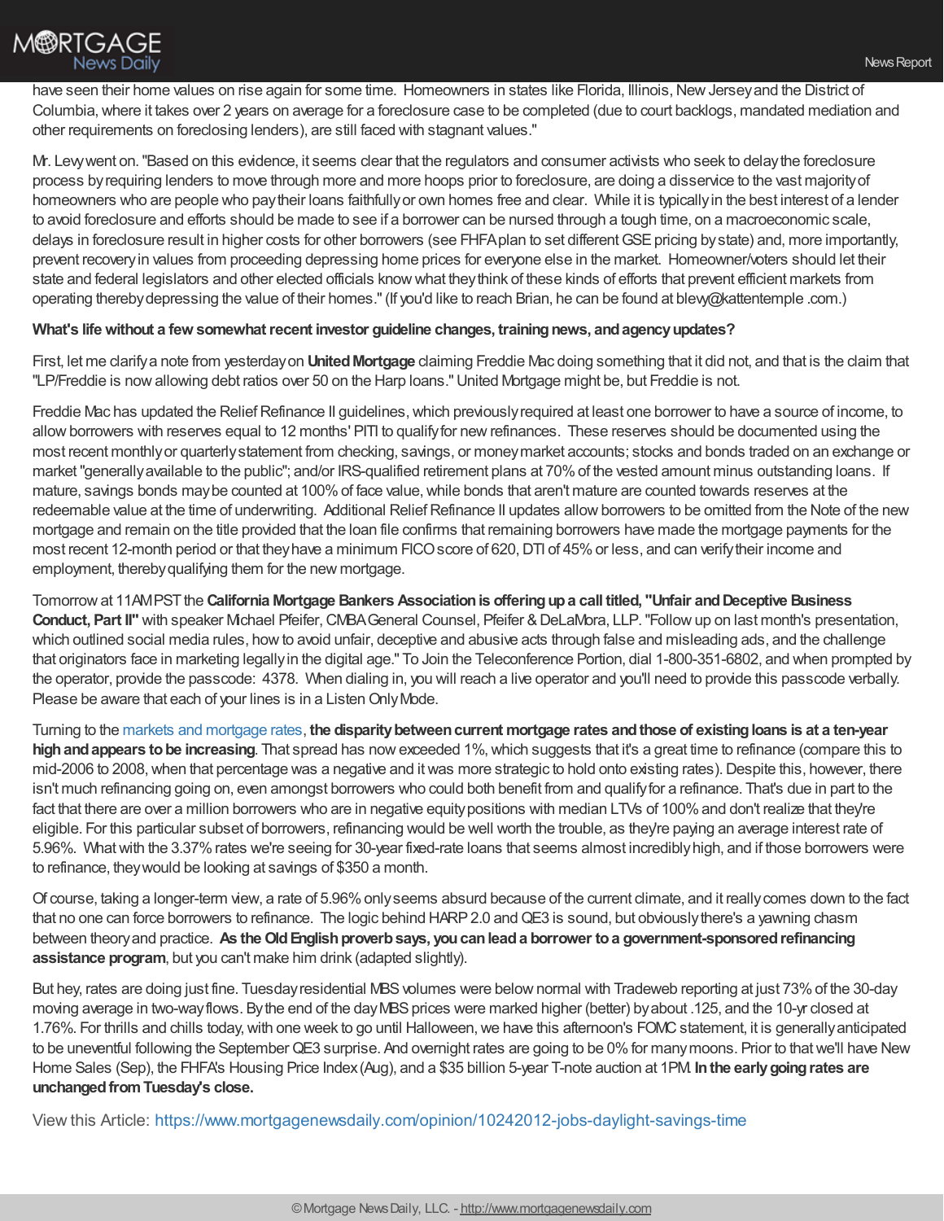have seen their home values on rise again for some time. Homeowners in states like Florida, Illinois, New Jersey and the District of Columbia, where it takes over 2 years on average for a foreclosure case to be completed (due to court backlogs, mandated mediation and other requirements on foreclosing lenders), are still faced with stagnant values."

Mr. Levy went on. "Based on this evidence, it seems clear that the regulators and consumer activists who seek to delay the foreclosure process by requiring lenders to move through more and more hoops prior to foreclosure, are doing a disservice to the vast majority of homeowners who are people who pay their loans faithfully or own homes free and clear. While it is typically in the best interest of a lender to avoid foreclosure and efforts should be made to see if a borrower can be nursed through a tough time, on a macroeconomic scale, delays in foreclosure result in higher costs for other borrowers (see FHFA plan to set different GSE pricing by state) and, more importantly, prevent recovery in values from proceeding depressing home prices for everyone else in the market. Homeowner/voters should let their state and federal legislators and other elected officials know what they think of these kinds of efforts that prevent efficient markets from operating thereby depressing the value of their homes." (If you'd like to reach Brian, he can be found at blevy@kattentemple .com.)

**What's life without a few somewhat recent investor guideline changes, training news, and agency updates?**

First, let me clarify a note from yesterday on **United Mortgage** claiming Freddie Mac doing something that it did not, and that is the claim that "LP/Freddie is now allowing debt ratios over 50 on the Harp loans." United Mortgage might be, but Freddie is not.

Freddie Mac has updated the Relief Refinance II guidelines, which previously required at least one borrower to have a source of income, to allow borrowers with reserves equal to 12 months' PITI to qualify for new refinances. These reserves should be documented using the most recent monthly or quarterly statement from checking, savings, or money market accounts; stocks and bonds traded on an exchange or market "generally available to the public"; and/or IRS-qualified retirement plans at 70% of the vested amount minus outstanding loans. If mature, savings bonds may be counted at 100% of face value, while bonds that aren't mature are counted towards reserves at the redeemable value at the time of underwriting. Additional Relief Refinance II updates allow borrowers to be omitted from the Note of the new mortgage and remain on the title provided that the loan file confirms that remaining borrowers have made the mortgage payments for the most recent 12-month period or that they have a minimum FICO score of 620, DTI of 45% or less, and can verify their income and employment, thereby qualifying them for the new mortgage.

Tomorrow at 11AM PST the **California Mortgage Bankers Association is offering up a call titled, "Unfair and Deceptive Business Conduct, Part II"** with speaker Michael Pfeifer, CMBA General Counsel, Pfeifer & DeLaMora, LLP. "Follow up on last month's presentation, which outlined social media rules, how to avoid unfair, deceptive and abusive acts through false and misleading ads, and the challenge that originators face in marketing legally in the digital age." To Join the Teleconference Portion, dial 1-800-351-6802, and when prompted by the operator, provide the passcode: 4378. When dialing in, you will reach a live operator and you'll need to provide this passcode verbally. Please be aware that each of your lines is in a Listen Only Mode.

Turning to the markets and mortgage rates, **the disparity between current mortgage rates and those of existing loans is at a ten-year high and appears to be increasing**. That spread has now exceeded 1%, which suggests that it's a great time to refinance (compare this to mid-2006 to 2008, when that percentage was a negative and it was more strategic to hold onto existing rates). Despite this, however, there isn't much refinancing going on, even amongst borrowers who could both benefit from and qualify for a refinance. That's due in part to the fact that there are over a million borrowers who are in negative equity positions with median LTVs of 100% and don't realize that they're eligible. For this particular subset of borrowers, refinancing would be well worth the trouble, as they're paying an average interest rate of 5.96%. What with the 3.37% rates we're seeing for 30-year fixed-rate loans that seems almost incredibly high, and if those borrowers were to refinance, they would be looking at savings of $350 a month.

Of course, taking a longer-term view, a rate of 5.96% only seems absurd because of the current climate, and it really comes down to the fact that no one can force borrowers to refinance. The logic behind HARP 2.0 and QE3 is sound, but obviously there's a yawning chasm between theory and practice. **As the Old English proverb says, you can lead a borrower to a government-sponsored refinancing assistance program**, but you can't make him drink (adapted slightly).

But hey, rates are doing just fine. Tuesday residential MBS volumes were below normal with Tradeweb reporting at just 73% of the 30-day moving average in two-way flows. By the end of the day MBS prices were marked higher (better) by about .125, and the 10-yr closed at 1.76%. For thrills and chills today, with one week to go until Halloween, we have this afternoon's FOMC statement, it is generally anticipated to be uneventful following the September QE3 surprise. And overnight rates are going to be 0% for many moons. Prior to that we'll have New Home Sales (Sep), the FHFA's Housing Price Index (Aug), and a $35 billion 5-year T-note auction at 1PM. **In the early going rates are unchanged from Tuesday's close.**

View this Article: https://www.mortgagenewsdaily.com/opinion/10242012-jobs-daylight-savings-time